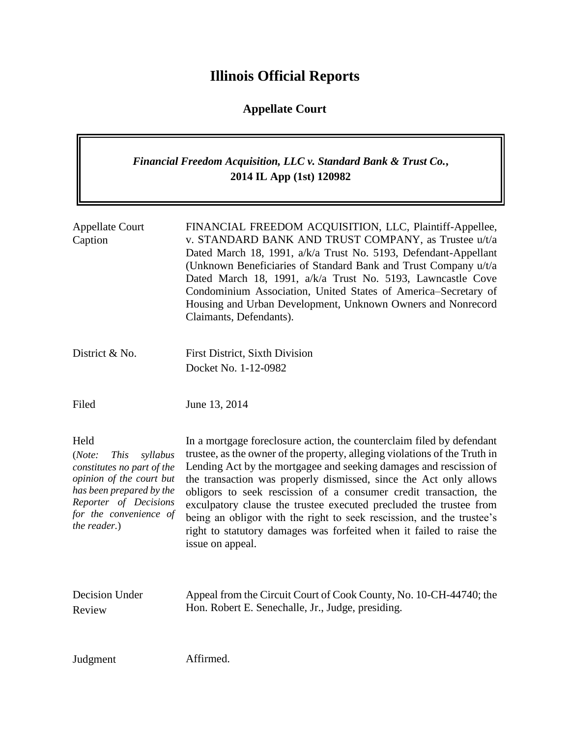# Illinois Official Reports

## Appellate Court

***Financial Freedom Acquisition, LLC v. Standard Bank & Trust Co.*, 2014 IL App (1st) 120982**

| | |
|---|---|
| Appellate Court Caption | FINANCIAL FREEDOM ACQUISITION, LLC, Plaintiff-Appellee, v. STANDARD BANK AND TRUST COMPANY, as Trustee u/t/a Dated March 18, 1991, a/k/a Trust No. 5193, Defendant-Appellant (Unknown Beneficiaries of Standard Bank and Trust Company u/t/a Dated March 18, 1991, a/k/a Trust No. 5193, Lawncastle Cove Condominium Association, United States of America–Secretary of Housing and Urban Development, Unknown Owners and Nonrecord Claimants, Defendants). |
| District & No. | First District, Sixth Division<br>Docket No. 1-12-0982 |
| Filed | June 13, 2014 |
| Held<br>(*Note: This syllabus constitutes no part of the opinion of the court but has been prepared by the Reporter of Decisions for the convenience of the reader.*) | In a mortgage foreclosure action, the counterclaim filed by defendant trustee, as the owner of the property, alleging violations of the Truth in Lending Act by the mortgagee and seeking damages and rescission of the transaction was properly dismissed, since the Act only allows obligors to seek rescission of a consumer credit transaction, the exculpatory clause the trustee executed precluded the trustee from being an obligor with the right to seek rescission, and the trustee's right to statutory damages was forfeited when it failed to raise the issue on appeal. |
| Decision Under Review | Appeal from the Circuit Court of Cook County, No. 10-CH-44740; the Hon. Robert E. Senechalle, Jr., Judge, presiding. |
| Judgment | Affirmed. |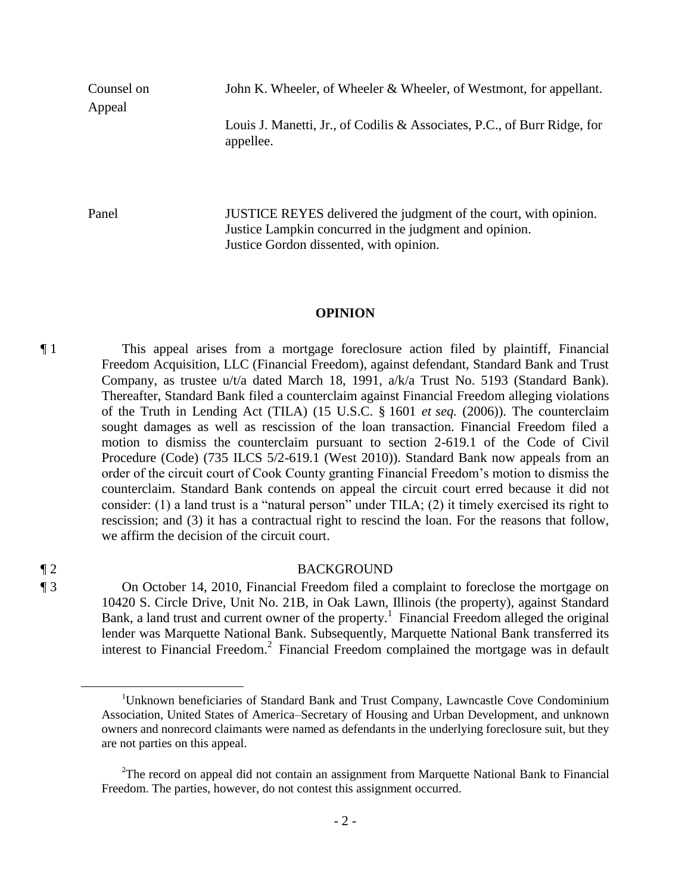| | |
|---|---|
| Counsel on Appeal | John K. Wheeler, of Wheeler & Wheeler, of Westmont, for appellant.<br><br>Louis J. Manetti, Jr., of Codilis & Associates, P.C., of Burr Ridge, for appellee. |
| Panel | JUSTICE REYES delivered the judgment of the court, with opinion.<br>Justice Lampkin concurred in the judgment and opinion.<br>Justice Gordon dissented, with opinion. |

## OPINION

¶ 1 This appeal arises from a mortgage foreclosure action filed by plaintiff, Financial Freedom Acquisition, LLC (Financial Freedom), against defendant, Standard Bank and Trust Company, as trustee u/t/a dated March 18, 1991, a/k/a Trust No. 5193 (Standard Bank). Thereafter, Standard Bank filed a counterclaim against Financial Freedom alleging violations of the Truth in Lending Act (TILA) (15 U.S.C. § 1601 *et seq.* (2006)). The counterclaim sought damages as well as rescission of the loan transaction. Financial Freedom filed a motion to dismiss the counterclaim pursuant to section 2-619.1 of the Code of Civil Procedure (Code) (735 ILCS 5/2-619.1 (West 2010)). Standard Bank now appeals from an order of the circuit court of Cook County granting Financial Freedom's motion to dismiss the counterclaim. Standard Bank contends on appeal the circuit court erred because it did not consider: (1) a land trust is a "natural person" under TILA; (2) it timely exercised its right to rescission; and (3) it has a contractual right to rescind the loan. For the reasons that follow, we affirm the decision of the circuit court.

¶ 2 BACKGROUND

¶ 3 On October 14, 2010, Financial Freedom filed a complaint to foreclose the mortgage on 10420 S. Circle Drive, Unit No. 21B, in Oak Lawn, Illinois (the property), against Standard Bank, a land trust and current owner of the property.[1] Financial Freedom alleged the original lender was Marquette National Bank. Subsequently, Marquette National Bank transferred its interest to Financial Freedom.[2] Financial Freedom complained the mortgage was in default

---

[1]Unknown beneficiaries of Standard Bank and Trust Company, Lawncastle Cove Condominium Association, United States of America–Secretary of Housing and Urban Development, and unknown owners and nonrecord claimants were named as defendants in the underlying foreclosure suit, but they are not parties on this appeal.

[2]The record on appeal did not contain an assignment from Marquette National Bank to Financial Freedom. The parties, however, do not contest this assignment occurred.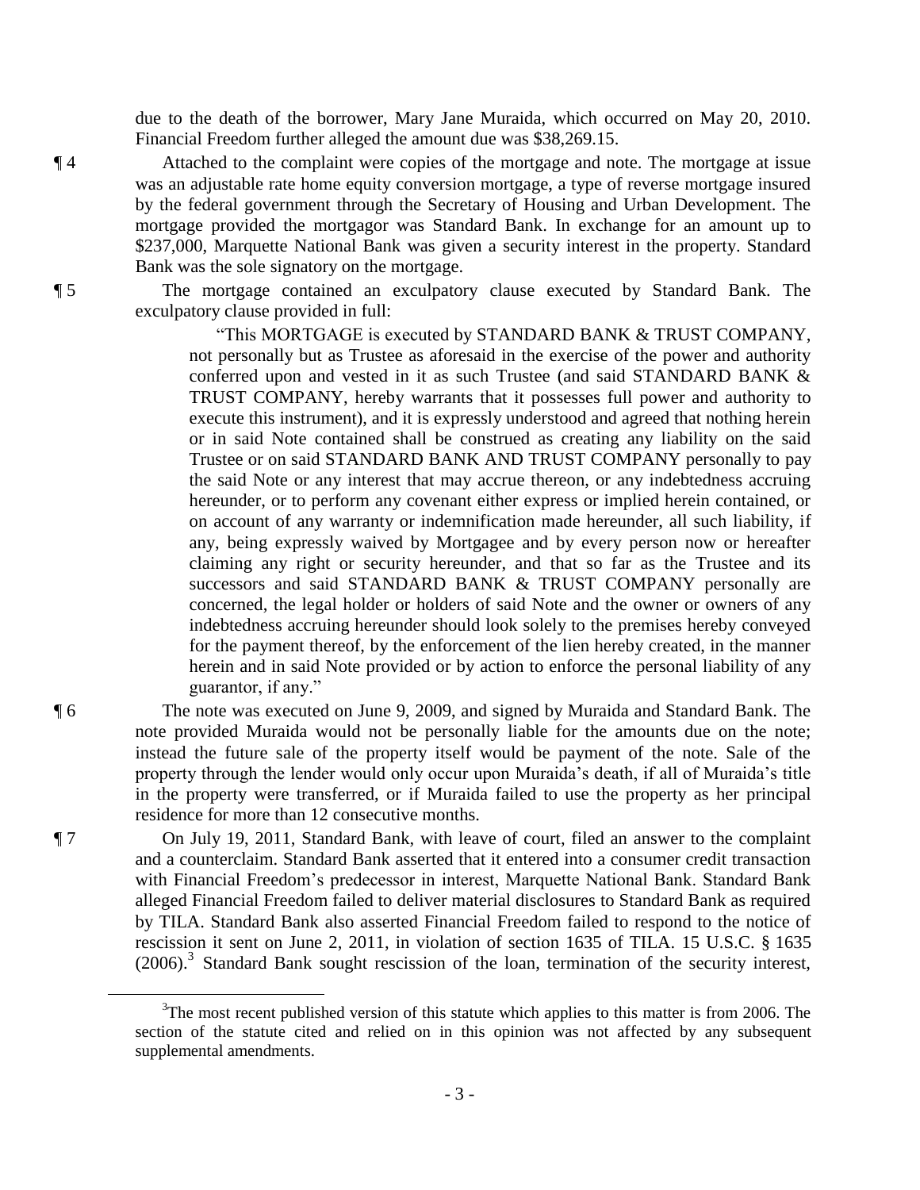due to the death of the borrower, Mary Jane Muraida, which occurred on May 20, 2010. Financial Freedom further alleged the amount due was $38,269.15.

¶ 4 Attached to the complaint were copies of the mortgage and note. The mortgage at issue was an adjustable rate home equity conversion mortgage, a type of reverse mortgage insured by the federal government through the Secretary of Housing and Urban Development. The mortgage provided the mortgagor was Standard Bank. In exchange for an amount up to $237,000, Marquette National Bank was given a security interest in the property. Standard Bank was the sole signatory on the mortgage.

¶ 5 The mortgage contained an exculpatory clause executed by Standard Bank. The exculpatory clause provided in full:

> "This MORTGAGE is executed by STANDARD BANK & TRUST COMPANY, not personally but as Trustee as aforesaid in the exercise of the power and authority conferred upon and vested in it as such Trustee (and said STANDARD BANK & TRUST COMPANY, hereby warrants that it possesses full power and authority to execute this instrument), and it is expressly understood and agreed that nothing herein or in said Note contained shall be construed as creating any liability on the said Trustee or on said STANDARD BANK AND TRUST COMPANY personally to pay the said Note or any interest that may accrue thereon, or any indebtedness accruing hereunder, or to perform any covenant either express or implied herein contained, or on account of any warranty or indemnification made hereunder, all such liability, if any, being expressly waived by Mortgagee and by every person now or hereafter claiming any right or security hereunder, and that so far as the Trustee and its successors and said STANDARD BANK & TRUST COMPANY personally are concerned, the legal holder or holders of said Note and the owner or owners of any indebtedness accruing hereunder should look solely to the premises hereby conveyed for the payment thereof, by the enforcement of the lien hereby created, in the manner herein and in said Note provided or by action to enforce the personal liability of any guarantor, if any."

¶ 6 The note was executed on June 9, 2009, and signed by Muraida and Standard Bank. The note provided Muraida would not be personally liable for the amounts due on the note; instead the future sale of the property itself would be payment of the note. Sale of the property through the lender would only occur upon Muraida's death, if all of Muraida's title in the property were transferred, or if Muraida failed to use the property as her principal residence for more than 12 consecutive months.

¶ 7 On July 19, 2011, Standard Bank, with leave of court, filed an answer to the complaint and a counterclaim. Standard Bank asserted that it entered into a consumer credit transaction with Financial Freedom's predecessor in interest, Marquette National Bank. Standard Bank alleged Financial Freedom failed to deliver material disclosures to Standard Bank as required by TILA. Standard Bank also asserted Financial Freedom failed to respond to the notice of rescission it sent on June 2, 2011, in violation of section 1635 of TILA. 15 U.S.C. § 1635 (2006).[3] Standard Bank sought rescission of the loan, termination of the security interest,

[3] The most recent published version of this statute which applies to this matter is from 2006. The section of the statute cited and relied on in this opinion was not affected by any subsequent supplemental amendments.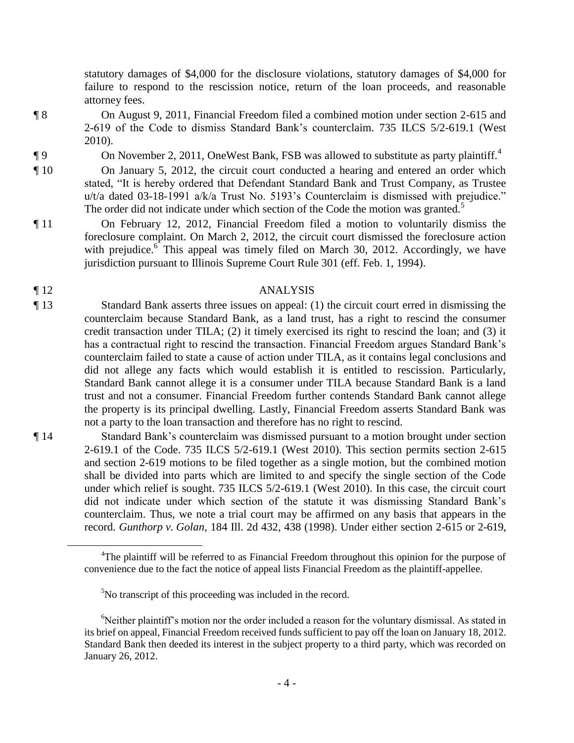statutory damages of $4,000 for the disclosure violations, statutory damages of $4,000 for failure to respond to the rescission notice, return of the loan proceeds, and reasonable attorney fees.

¶ 8 On August 9, 2011, Financial Freedom filed a combined motion under section 2-615 and 2-619 of the Code to dismiss Standard Bank's counterclaim. 735 ILCS 5/2-619.1 (West 2010).

¶ 9 On November 2, 2011, OneWest Bank, FSB was allowed to substitute as party plaintiff.[4]

¶ 10 On January 5, 2012, the circuit court conducted a hearing and entered an order which stated, "It is hereby ordered that Defendant Standard Bank and Trust Company, as Trustee u/t/a dated 03-18-1991 a/k/a Trust No. 5193's Counterclaim is dismissed with prejudice." The order did not indicate under which section of the Code the motion was granted.[5]

¶ 11 On February 12, 2012, Financial Freedom filed a motion to voluntarily dismiss the foreclosure complaint. On March 2, 2012, the circuit court dismissed the foreclosure action with prejudice.[6] This appeal was timely filed on March 30, 2012. Accordingly, we have jurisdiction pursuant to Illinois Supreme Court Rule 301 (eff. Feb. 1, 1994).

## ¶ 12 ANALYSIS

¶ 13 Standard Bank asserts three issues on appeal: (1) the circuit court erred in dismissing the counterclaim because Standard Bank, as a land trust, has a right to rescind the consumer credit transaction under TILA; (2) it timely exercised its right to rescind the loan; and (3) it has a contractual right to rescind the transaction. Financial Freedom argues Standard Bank's counterclaim failed to state a cause of action under TILA, as it contains legal conclusions and did not allege any facts which would establish it is entitled to rescission. Particularly, Standard Bank cannot allege it is a consumer under TILA because Standard Bank is a land trust and not a consumer. Financial Freedom further contends Standard Bank cannot allege the property is its principal dwelling. Lastly, Financial Freedom asserts Standard Bank was not a party to the loan transaction and therefore has no right to rescind.

¶ 14 Standard Bank's counterclaim was dismissed pursuant to a motion brought under section 2-619.1 of the Code. 735 ILCS 5/2-619.1 (West 2010). This section permits section 2-615 and section 2-619 motions to be filed together as a single motion, but the combined motion shall be divided into parts which are limited to and specify the single section of the Code under which relief is sought. 735 ILCS 5/2-619.1 (West 2010). In this case, the circuit court did not indicate under which section of the statute it was dismissing Standard Bank's counterclaim. Thus, we note a trial court may be affirmed on any basis that appears in the record. *Gunthorp v. Golan*, 184 Ill. 2d 432, 438 (1998). Under either section 2-615 or 2-619,

---

[4] The plaintiff will be referred to as Financial Freedom throughout this opinion for the purpose of convenience due to the fact the notice of appeal lists Financial Freedom as the plaintiff-appellee.

[5] No transcript of this proceeding was included in the record.

[6] Neither plaintiff's motion nor the order included a reason for the voluntary dismissal. As stated in its brief on appeal, Financial Freedom received funds sufficient to pay off the loan on January 18, 2012. Standard Bank then deeded its interest in the subject property to a third party, which was recorded on January 26, 2012.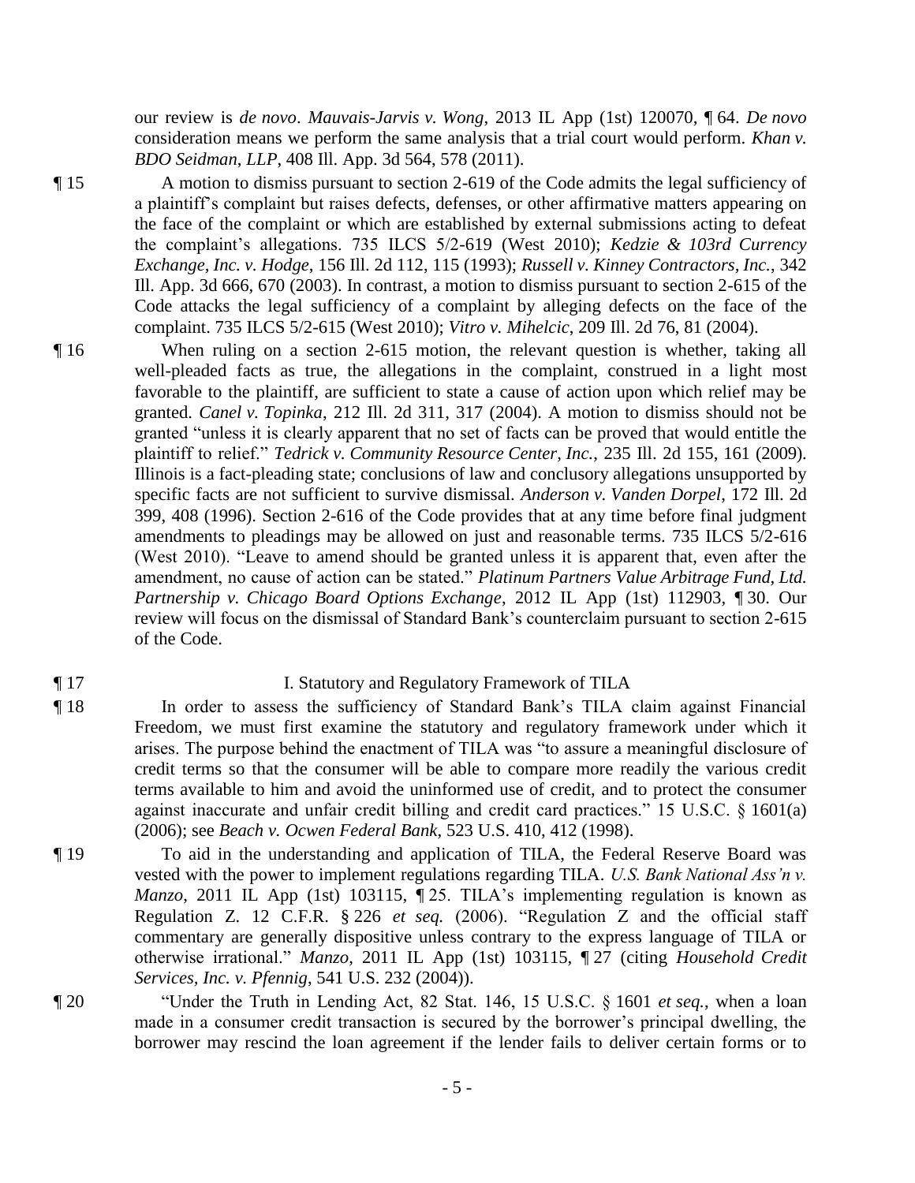our review is *de novo*. *Mauvais-Jarvis v. Wong*, 2013 IL App (1st) 120070, ¶ 64. *De novo* consideration means we perform the same analysis that a trial court would perform. *Khan v. BDO Seidman, LLP*, 408 Ill. App. 3d 564, 578 (2011).

¶ 15 A motion to dismiss pursuant to section 2-619 of the Code admits the legal sufficiency of a plaintiff's complaint but raises defects, defenses, or other affirmative matters appearing on the face of the complaint or which are established by external submissions acting to defeat the complaint's allegations. 735 ILCS 5/2-619 (West 2010); *Kedzie & 103rd Currency Exchange, Inc. v. Hodge*, 156 Ill. 2d 112, 115 (1993); *Russell v. Kinney Contractors, Inc.*, 342 Ill. App. 3d 666, 670 (2003). In contrast, a motion to dismiss pursuant to section 2-615 of the Code attacks the legal sufficiency of a complaint by alleging defects on the face of the complaint. 735 ILCS 5/2-615 (West 2010); *Vitro v. Mihelcic*, 209 Ill. 2d 76, 81 (2004).

¶ 16 When ruling on a section 2-615 motion, the relevant question is whether, taking all well-pleaded facts as true, the allegations in the complaint, construed in a light most favorable to the plaintiff, are sufficient to state a cause of action upon which relief may be granted. *Canel v. Topinka*, 212 Ill. 2d 311, 317 (2004). A motion to dismiss should not be granted "unless it is clearly apparent that no set of facts can be proved that would entitle the plaintiff to relief." *Tedrick v. Community Resource Center, Inc.*, 235 Ill. 2d 155, 161 (2009). Illinois is a fact-pleading state; conclusions of law and conclusory allegations unsupported by specific facts are not sufficient to survive dismissal. *Anderson v. Vanden Dorpel*, 172 Ill. 2d 399, 408 (1996). Section 2-616 of the Code provides that at any time before final judgment amendments to pleadings may be allowed on just and reasonable terms. 735 ILCS 5/2-616 (West 2010). "Leave to amend should be granted unless it is apparent that, even after the amendment, no cause of action can be stated." *Platinum Partners Value Arbitrage Fund, Ltd. Partnership v. Chicago Board Options Exchange*, 2012 IL App (1st) 112903, ¶ 30. Our review will focus on the dismissal of Standard Bank's counterclaim pursuant to section 2-615 of the Code.

¶ 17 I. Statutory and Regulatory Framework of TILA

¶ 18 In order to assess the sufficiency of Standard Bank's TILA claim against Financial Freedom, we must first examine the statutory and regulatory framework under which it arises. The purpose behind the enactment of TILA was "to assure a meaningful disclosure of credit terms so that the consumer will be able to compare more readily the various credit terms available to him and avoid the uninformed use of credit, and to protect the consumer against inaccurate and unfair credit billing and credit card practices." 15 U.S.C. § 1601(a) (2006); see *Beach v. Ocwen Federal Bank*, 523 U.S. 410, 412 (1998).

¶ 19 To aid in the understanding and application of TILA, the Federal Reserve Board was vested with the power to implement regulations regarding TILA. *U.S. Bank National Ass'n v. Manzo*, 2011 IL App (1st) 103115, ¶ 25. TILA's implementing regulation is known as Regulation Z. 12 C.F.R. § 226 *et seq.* (2006). "Regulation Z and the official staff commentary are generally dispositive unless contrary to the express language of TILA or otherwise irrational." *Manzo*, 2011 IL App (1st) 103115, ¶ 27 (citing *Household Credit Services, Inc. v. Pfennig*, 541 U.S. 232 (2004)).

¶ 20 "Under the Truth in Lending Act, 82 Stat. 146, 15 U.S.C. § 1601 *et seq.*, when a loan made in a consumer credit transaction is secured by the borrower's principal dwelling, the borrower may rescind the loan agreement if the lender fails to deliver certain forms or to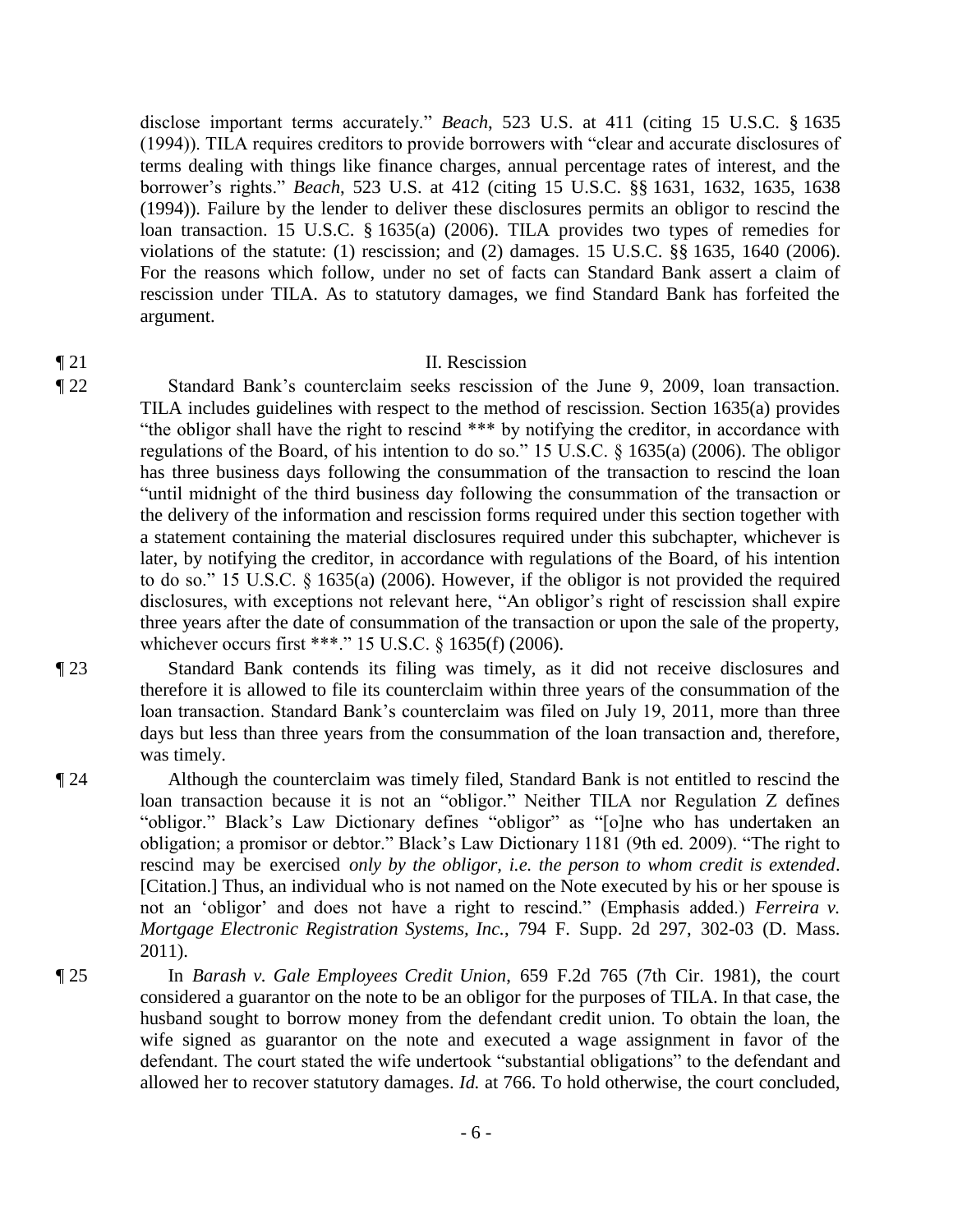disclose important terms accurately." *Beach*, 523 U.S. at 411 (citing 15 U.S.C. § 1635 (1994)). TILA requires creditors to provide borrowers with "clear and accurate disclosures of terms dealing with things like finance charges, annual percentage rates of interest, and the borrower's rights." *Beach*, 523 U.S. at 412 (citing 15 U.S.C. §§ 1631, 1632, 1635, 1638 (1994)). Failure by the lender to deliver these disclosures permits an obligor to rescind the loan transaction. 15 U.S.C. § 1635(a) (2006). TILA provides two types of remedies for violations of the statute: (1) rescission; and (2) damages. 15 U.S.C. §§ 1635, 1640 (2006). For the reasons which follow, under no set of facts can Standard Bank assert a claim of rescission under TILA. As to statutory damages, we find Standard Bank has forfeited the argument.

¶ 21 II. Rescission

¶ 22 Standard Bank's counterclaim seeks rescission of the June 9, 2009, loan transaction. TILA includes guidelines with respect to the method of rescission. Section 1635(a) provides "the obligor shall have the right to rescind *** by notifying the creditor, in accordance with regulations of the Board, of his intention to do so." 15 U.S.C. § 1635(a) (2006). The obligor has three business days following the consummation of the transaction to rescind the loan "until midnight of the third business day following the consummation of the transaction or the delivery of the information and rescission forms required under this section together with a statement containing the material disclosures required under this subchapter, whichever is later, by notifying the creditor, in accordance with regulations of the Board, of his intention to do so." 15 U.S.C. § 1635(a) (2006). However, if the obligor is not provided the required disclosures, with exceptions not relevant here, "An obligor's right of rescission shall expire three years after the date of consummation of the transaction or upon the sale of the property, whichever occurs first ***." 15 U.S.C. § 1635(f) (2006).

¶ 23 Standard Bank contends its filing was timely, as it did not receive disclosures and therefore it is allowed to file its counterclaim within three years of the consummation of the loan transaction. Standard Bank's counterclaim was filed on July 19, 2011, more than three days but less than three years from the consummation of the loan transaction and, therefore, was timely.

¶ 24 Although the counterclaim was timely filed, Standard Bank is not entitled to rescind the loan transaction because it is not an "obligor." Neither TILA nor Regulation Z defines "obligor." Black's Law Dictionary defines "obligor" as "[o]ne who has undertaken an obligation; a promisor or debtor." Black's Law Dictionary 1181 (9th ed. 2009). "The right to rescind may be exercised *only by the obligor, i.e. the person to whom credit is extended*. [Citation.] Thus, an individual who is not named on the Note executed by his or her spouse is not an 'obligor' and does not have a right to rescind." (Emphasis added.) *Ferreira v. Mortgage Electronic Registration Systems, Inc.*, 794 F. Supp. 2d 297, 302-03 (D. Mass. 2011).

¶ 25 In *Barash v. Gale Employees Credit Union*, 659 F.2d 765 (7th Cir. 1981), the court considered a guarantor on the note to be an obligor for the purposes of TILA. In that case, the husband sought to borrow money from the defendant credit union. To obtain the loan, the wife signed as guarantor on the note and executed a wage assignment in favor of the defendant. The court stated the wife undertook "substantial obligations" to the defendant and allowed her to recover statutory damages. *Id.* at 766. To hold otherwise, the court concluded,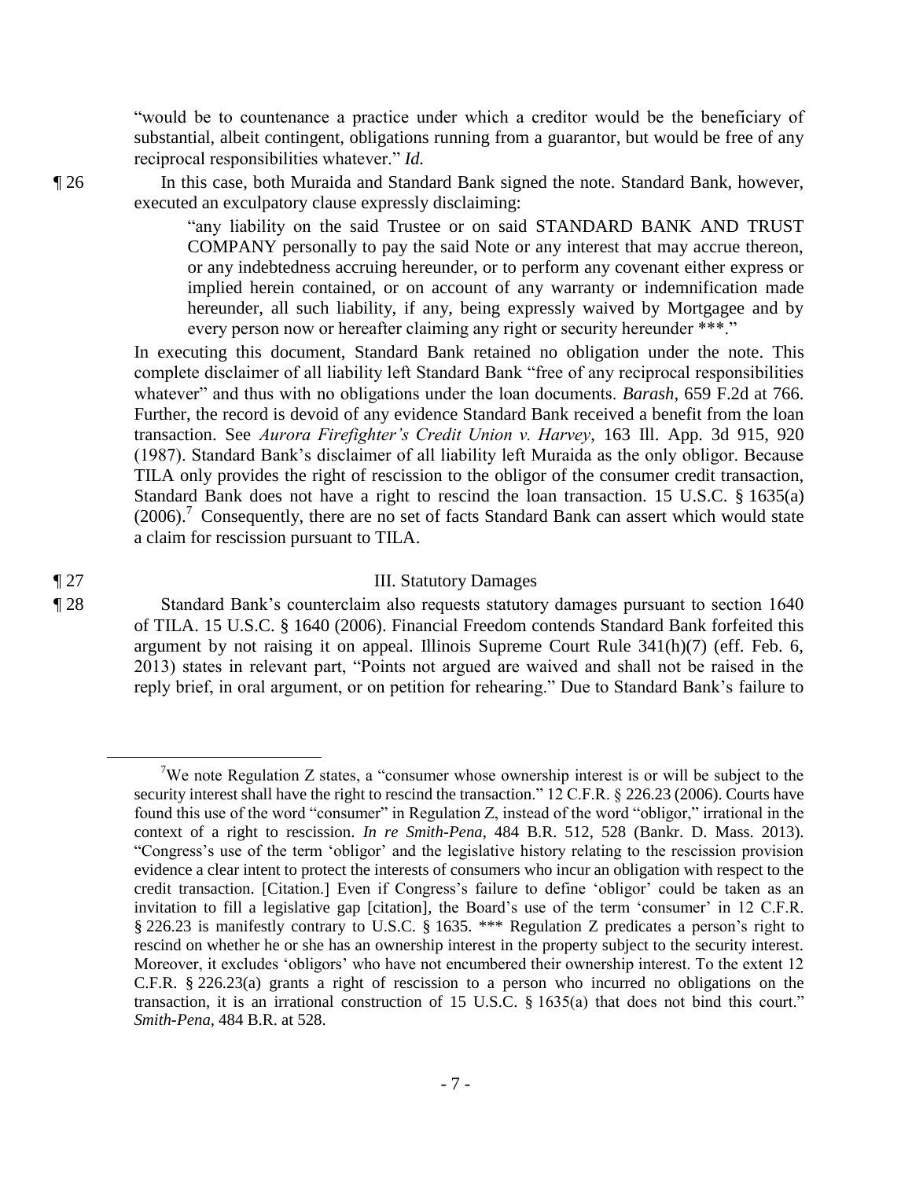"would be to countenance a practice under which a creditor would be the beneficiary of substantial, albeit contingent, obligations running from a guarantor, but would be free of any reciprocal responsibilities whatever." *Id.*

¶ 26 In this case, both Muraida and Standard Bank signed the note. Standard Bank, however, executed an exculpatory clause expressly disclaiming:

> "any liability on the said Trustee or on said STANDARD BANK AND TRUST COMPANY personally to pay the said Note or any interest that may accrue thereon, or any indebtedness accruing hereunder, or to perform any covenant either express or implied herein contained, or on account of any warranty or indemnification made hereunder, all such liability, if any, being expressly waived by Mortgagee and by every person now or hereafter claiming any right or security hereunder \*\*\*."

In executing this document, Standard Bank retained no obligation under the note. This complete disclaimer of all liability left Standard Bank "free of any reciprocal responsibilities whatever" and thus with no obligations under the loan documents. *Barash*, 659 F.2d at 766. Further, the record is devoid of any evidence Standard Bank received a benefit from the loan transaction. See *Aurora Firefighter's Credit Union v. Harvey*, 163 Ill. App. 3d 915, 920 (1987). Standard Bank's disclaimer of all liability left Muraida as the only obligor. Because TILA only provides the right of rescission to the obligor of the consumer credit transaction, Standard Bank does not have a right to rescind the loan transaction. 15 U.S.C. § 1635(a) (2006).[7] Consequently, there are no set of facts Standard Bank can assert which would state a claim for rescission pursuant to TILA.

¶ 27 III. Statutory Damages

¶ 28 Standard Bank's counterclaim also requests statutory damages pursuant to section 1640 of TILA. 15 U.S.C. § 1640 (2006). Financial Freedom contends Standard Bank forfeited this argument by not raising it on appeal. Illinois Supreme Court Rule 341(h)(7) (eff. Feb. 6, 2013) states in relevant part, "Points not argued are waived and shall not be raised in the reply brief, in oral argument, or on petition for rehearing." Due to Standard Bank's failure to

---

[7] We note Regulation Z states, a "consumer whose ownership interest is or will be subject to the security interest shall have the right to rescind the transaction." 12 C.F.R. § 226.23 (2006). Courts have found this use of the word "consumer" in Regulation Z, instead of the word "obligor," irrational in the context of a right to rescission. *In re Smith-Pena*, 484 B.R. 512, 528 (Bankr. D. Mass. 2013). "Congress's use of the term 'obligor' and the legislative history relating to the rescission provision evidence a clear intent to protect the interests of consumers who incur an obligation with respect to the credit transaction. [Citation.] Even if Congress's failure to define 'obligor' could be taken as an invitation to fill a legislative gap [citation], the Board's use of the term 'consumer' in 12 C.F.R. § 226.23 is manifestly contrary to U.S.C. § 1635. \*\*\* Regulation Z predicates a person's right to rescind on whether he or she has an ownership interest in the property subject to the security interest. Moreover, it excludes 'obligors' who have not encumbered their ownership interest. To the extent 12 C.F.R. § 226.23(a) grants a right of rescission to a person who incurred no obligations on the transaction, it is an irrational construction of 15 U.S.C. § 1635(a) that does not bind this court." *Smith-Pena*, 484 B.R. at 528.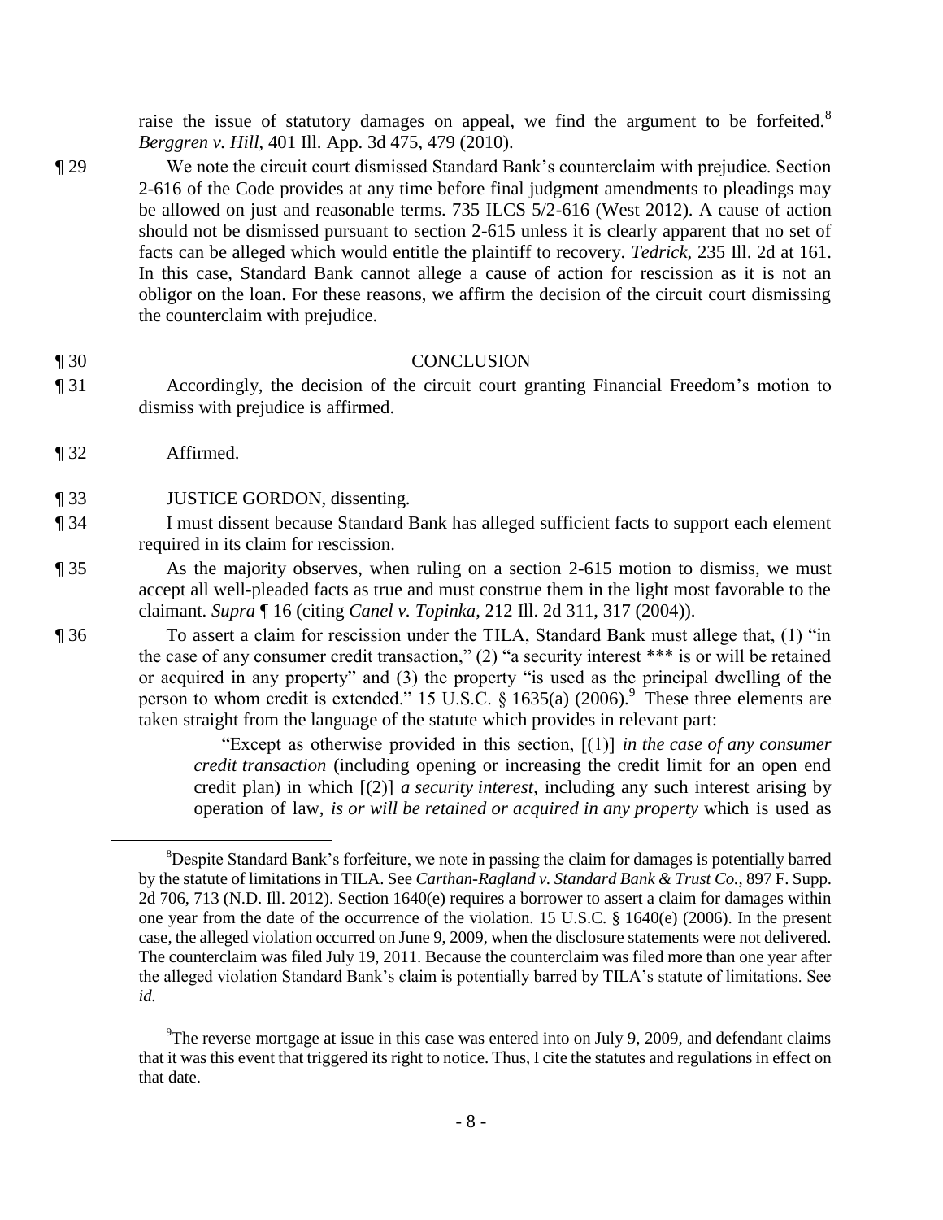raise the issue of statutory damages on appeal, we find the argument to be forfeited.[8] *Berggren v. Hill*, 401 Ill. App. 3d 475, 479 (2010).

¶ 29 We note the circuit court dismissed Standard Bank's counterclaim with prejudice. Section 2-616 of the Code provides at any time before final judgment amendments to pleadings may be allowed on just and reasonable terms. 735 ILCS 5/2-616 (West 2012). A cause of action should not be dismissed pursuant to section 2-615 unless it is clearly apparent that no set of facts can be alleged which would entitle the plaintiff to recovery. *Tedrick*, 235 Ill. 2d at 161. In this case, Standard Bank cannot allege a cause of action for rescission as it is not an obligor on the loan. For these reasons, we affirm the decision of the circuit court dismissing the counterclaim with prejudice.

¶ 30 CONCLUSION

¶ 31 Accordingly, the decision of the circuit court granting Financial Freedom's motion to dismiss with prejudice is affirmed.

¶ 32 Affirmed.

¶ 33 JUSTICE GORDON, dissenting.

¶ 34 I must dissent because Standard Bank has alleged sufficient facts to support each element required in its claim for rescission.

¶ 35 As the majority observes, when ruling on a section 2-615 motion to dismiss, we must accept all well-pleaded facts as true and must construe them in the light most favorable to the claimant. *Supra* ¶ 16 (citing *Canel v. Topinka*, 212 Ill. 2d 311, 317 (2004)).

¶ 36 To assert a claim for rescission under the TILA, Standard Bank must allege that, (1) "in the case of any consumer credit transaction," (2) "a security interest *** is or will be retained or acquired in any property" and (3) the property "is used as the principal dwelling of the person to whom credit is extended." 15 U.S.C. § 1635(a) (2006).[9] These three elements are taken straight from the language of the statute which provides in relevant part:

> "Except as otherwise provided in this section, [(1)] *in the case of any consumer credit transaction* (including opening or increasing the credit limit for an open end credit plan) in which [(2)] *a security interest*, including any such interest arising by operation of law, *is or will be retained or acquired in any property* which is used as

---

[8]Despite Standard Bank's forfeiture, we note in passing the claim for damages is potentially barred by the statute of limitations in TILA. See *Carthan-Ragland v. Standard Bank & Trust Co.*, 897 F. Supp. 2d 706, 713 (N.D. Ill. 2012). Section 1640(e) requires a borrower to assert a claim for damages within one year from the date of the occurrence of the violation. 15 U.S.C. § 1640(e) (2006). In the present case, the alleged violation occurred on June 9, 2009, when the disclosure statements were not delivered. The counterclaim was filed July 19, 2011. Because the counterclaim was filed more than one year after the alleged violation Standard Bank's claim is potentially barred by TILA's statute of limitations. See *id.*

[9]The reverse mortgage at issue in this case was entered into on July 9, 2009, and defendant claims that it was this event that triggered its right to notice. Thus, I cite the statutes and regulations in effect on that date.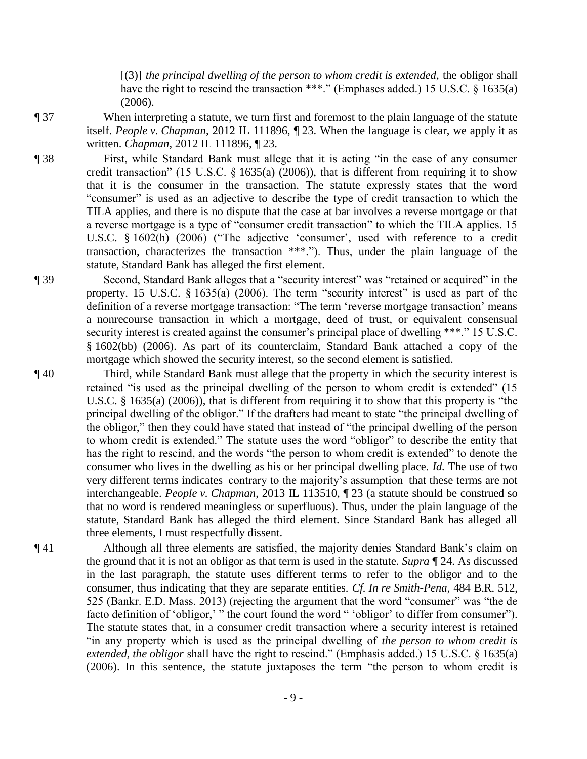> [(3)] *the principal dwelling of the person to whom credit is extended*, the obligor shall have the right to rescind the transaction ***." (Emphases added.) 15 U.S.C. § 1635(a) (2006).

¶ 37 When interpreting a statute, we turn first and foremost to the plain language of the statute itself. *People v. Chapman*, 2012 IL 111896, ¶ 23. When the language is clear, we apply it as written. *Chapman*, 2012 IL 111896, ¶ 23.

¶ 38 First, while Standard Bank must allege that it is acting "in the case of any consumer credit transaction" (15 U.S.C. § 1635(a) (2006)), that is different from requiring it to show that it is the consumer in the transaction. The statute expressly states that the word "consumer" is used as an adjective to describe the type of credit transaction to which the TILA applies, and there is no dispute that the case at bar involves a reverse mortgage or that a reverse mortgage is a type of "consumer credit transaction" to which the TILA applies. 15 U.S.C. § 1602(h) (2006) ("The adjective 'consumer', used with reference to a credit transaction, characterizes the transaction ***."). Thus, under the plain language of the statute, Standard Bank has alleged the first element.

¶ 39 Second, Standard Bank alleges that a "security interest" was "retained or acquired" in the property. 15 U.S.C. § 1635(a) (2006). The term "security interest" is used as part of the definition of a reverse mortgage transaction: "The term 'reverse mortgage transaction' means a nonrecourse transaction in which a mortgage, deed of trust, or equivalent consensual security interest is created against the consumer's principal place of dwelling ***." 15 U.S.C. § 1602(bb) (2006). As part of its counterclaim, Standard Bank attached a copy of the mortgage which showed the security interest, so the second element is satisfied.

¶ 40 Third, while Standard Bank must allege that the property in which the security interest is retained "is used as the principal dwelling of the person to whom credit is extended" (15 U.S.C. § 1635(a) (2006)), that is different from requiring it to show that this property is "the principal dwelling of the obligor." If the drafters had meant to state "the principal dwelling of the obligor," then they could have stated that instead of "the principal dwelling of the person to whom credit is extended." The statute uses the word "obligor" to describe the entity that has the right to rescind, and the words "the person to whom credit is extended" to denote the consumer who lives in the dwelling as his or her principal dwelling place. *Id.* The use of two very different terms indicates–contrary to the majority's assumption–that these terms are not interchangeable. *People v. Chapman*, 2013 IL 113510, ¶ 23 (a statute should be construed so that no word is rendered meaningless or superfluous). Thus, under the plain language of the statute, Standard Bank has alleged the third element. Since Standard Bank has alleged all three elements, I must respectfully dissent.

¶ 41 Although all three elements are satisfied, the majority denies Standard Bank's claim on the ground that it is not an obligor as that term is used in the statute. *Supra* ¶ 24. As discussed in the last paragraph, the statute uses different terms to refer to the obligor and to the consumer, thus indicating that they are separate entities. *Cf. In re Smith-Pena*, 484 B.R. 512, 525 (Bankr. E.D. Mass. 2013) (rejecting the argument that the word "consumer" was "the de facto definition of 'obligor,' " the court found the word " 'obligor' to differ from consumer"). The statute states that, in a consumer credit transaction where a security interest is retained "in any property which is used as the principal dwelling of *the person to whom credit is extended, the obligor* shall have the right to rescind." (Emphasis added.) 15 U.S.C. § 1635(a) (2006). In this sentence, the statute juxtaposes the term "the person to whom credit is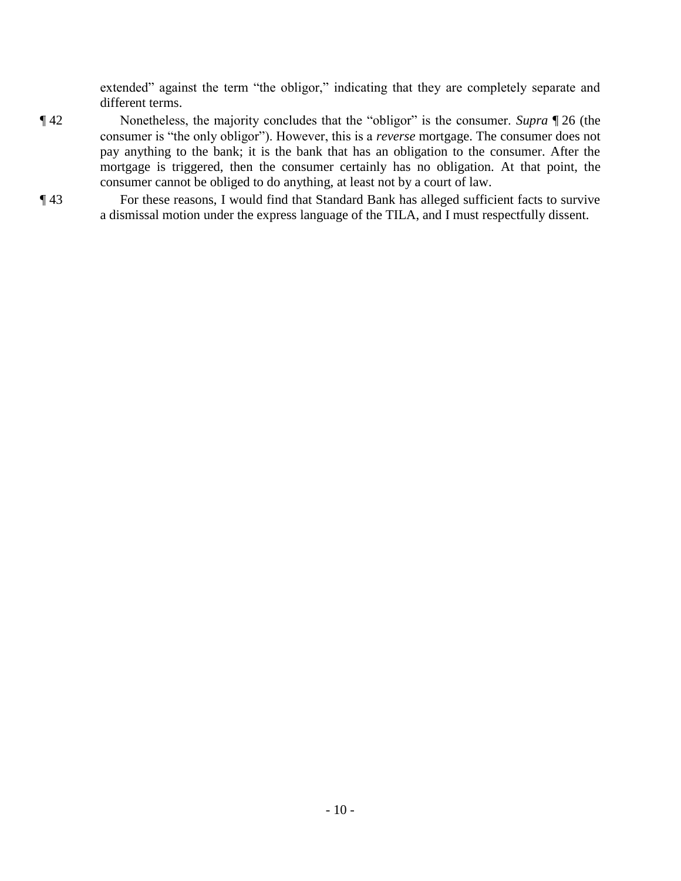extended" against the term "the obligor," indicating that they are completely separate and different terms.

¶ 42 Nonetheless, the majority concludes that the "obligor" is the consumer. *Supra* ¶ 26 (the consumer is "the only obligor"). However, this is a *reverse* mortgage. The consumer does not pay anything to the bank; it is the bank that has an obligation to the consumer. After the mortgage is triggered, then the consumer certainly has no obligation. At that point, the consumer cannot be obliged to do anything, at least not by a court of law.

¶ 43 For these reasons, I would find that Standard Bank has alleged sufficient facts to survive a dismissal motion under the express language of the TILA, and I must respectfully dissent.